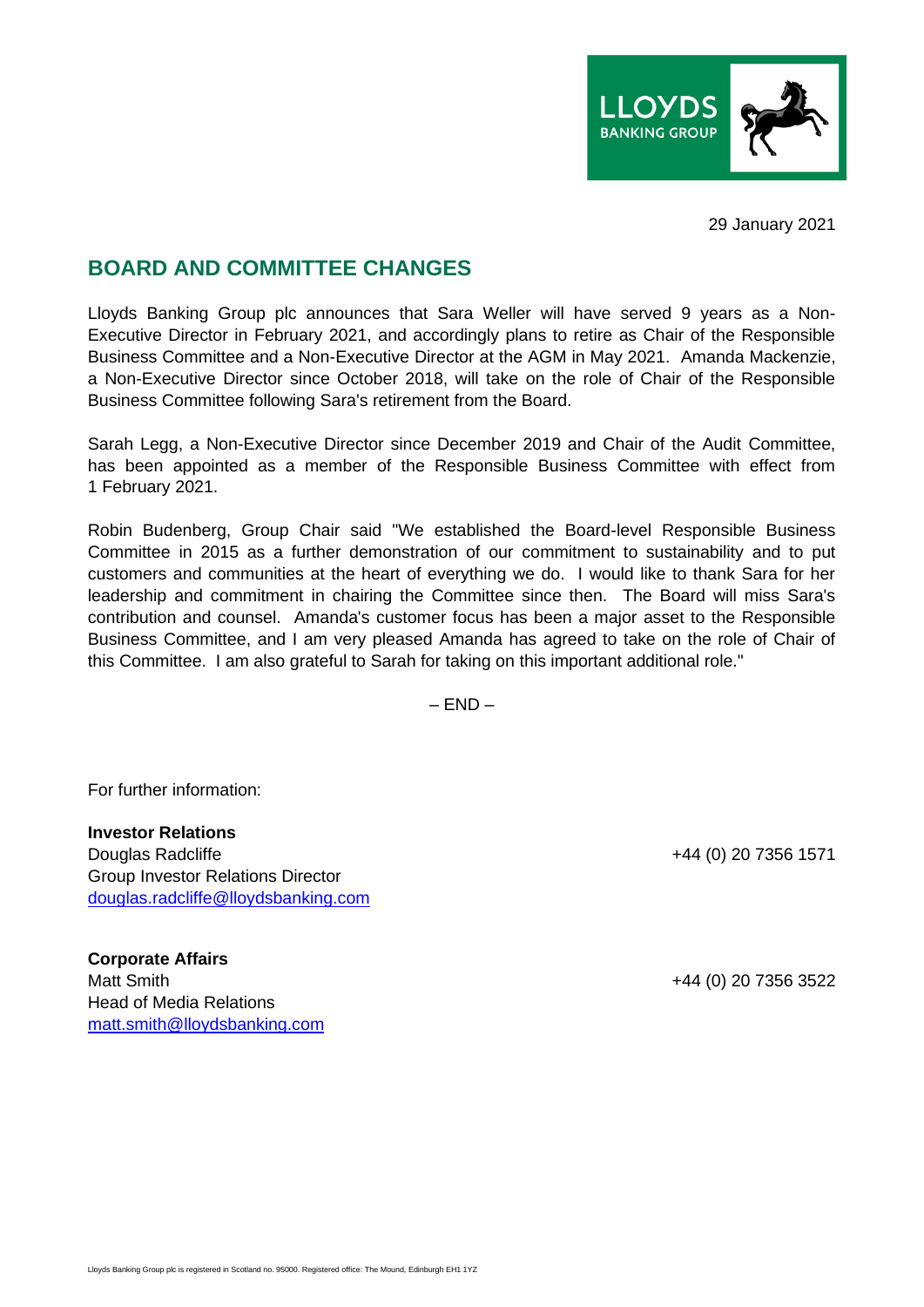29 January 2021

## BOARD AND COMMITTEE CHANGES

Lloyds Banking Group plc announces that Sara Weller will have served 9 years as a Non-Executive Director in February 2021, and accordingly plans to retire as Chair of the Responsible Business Committee and a Non-Executive Director at the AGM in May 2021. Amanda Mackenzie, a Non-Executive Director since October 2018, will take on the role of Chair of the Responsible Business Committee following Sara's retirement from the Board.

Sarah Legg, a Non-Executive Director since December 2019 and Chair of the Audit Committee, has been appointed as a member of the Responsible Business Committee with effect from 1 February 2021.

Robin Budenberg, Group Chair said "We established the Board-level Responsible Business Committee in 2015 as a further demonstration of our commitment to sustainability and to put customers and communities at the heart of everything we do. I would like to thank Sara for her leadership and commitment in chairing the Committee since then. The Board will miss Sara's contribution and counsel. Amanda's customer focus has been a major asset to the Responsible Business Committee, and I am very pleased Amanda has agreed to take on the role of Chair of this Committee. I am also grateful to Sarah for taking on this important additional role."

– END –

For further information:

**Investor Relations**
Douglas Radcliffe +44 (0) 20 7356 1571
Group Investor Relations Director
douglas.radcliffe@lloydsbanking.com

**Corporate Affairs**
Matt Smith +44 (0) 20 7356 3522
Head of Media Relations
matt.smith@lloydsbanking.com

Lloyds Banking Group plc is registered in Scotland no. 95000. Registered office: The Mound, Edinburgh EH1 1YZ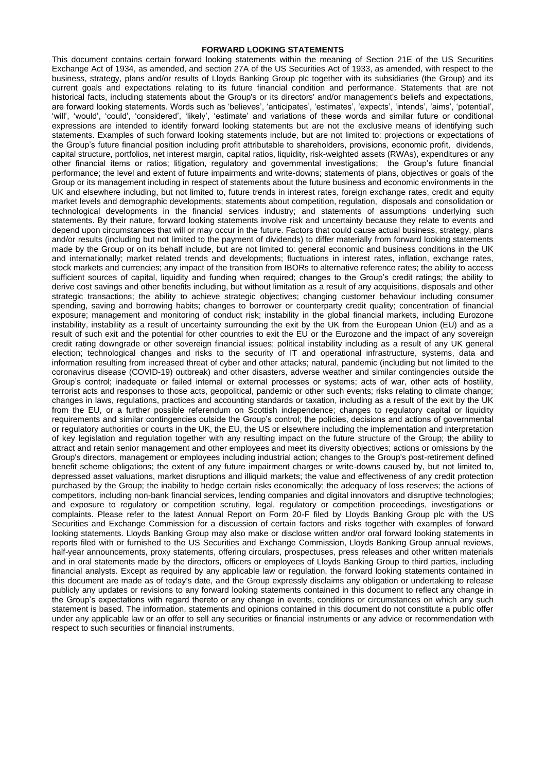## FORWARD LOOKING STATEMENTS

This document contains certain forward looking statements within the meaning of Section 21E of the US Securities Exchange Act of 1934, as amended, and section 27A of the US Securities Act of 1933, as amended, with respect to the business, strategy, plans and/or results of Lloyds Banking Group plc together with its subsidiaries (the Group) and its current goals and expectations relating to its future financial condition and performance. Statements that are not historical facts, including statements about the Group's or its directors' and/or management's beliefs and expectations, are forward looking statements. Words such as 'believes', 'anticipates', 'estimates', 'expects', 'intends', 'aims', 'potential', 'will', 'would', 'could', 'considered', 'likely', 'estimate' and variations of these words and similar future or conditional expressions are intended to identify forward looking statements but are not the exclusive means of identifying such statements. Examples of such forward looking statements include, but are not limited to: projections or expectations of the Group's future financial position including profit attributable to shareholders, provisions, economic profit, dividends, capital structure, portfolios, net interest margin, capital ratios, liquidity, risk-weighted assets (RWAs), expenditures or any other financial items or ratios; litigation, regulatory and governmental investigations; the Group's future financial performance; the level and extent of future impairments and write-downs; statements of plans, objectives or goals of the Group or its management including in respect of statements about the future business and economic environments in the UK and elsewhere including, but not limited to, future trends in interest rates, foreign exchange rates, credit and equity market levels and demographic developments; statements about competition, regulation, disposals and consolidation or technological developments in the financial services industry; and statements of assumptions underlying such statements. By their nature, forward looking statements involve risk and uncertainty because they relate to events and depend upon circumstances that will or may occur in the future. Factors that could cause actual business, strategy, plans and/or results (including but not limited to the payment of dividends) to differ materially from forward looking statements made by the Group or on its behalf include, but are not limited to: general economic and business conditions in the UK and internationally; market related trends and developments; fluctuations in interest rates, inflation, exchange rates, stock markets and currencies; any impact of the transition from IBORs to alternative reference rates; the ability to access sufficient sources of capital, liquidity and funding when required; changes to the Group's credit ratings; the ability to derive cost savings and other benefits including, but without limitation as a result of any acquisitions, disposals and other strategic transactions; the ability to achieve strategic objectives; changing customer behaviour including consumer spending, saving and borrowing habits; changes to borrower or counterparty credit quality; concentration of financial exposure; management and monitoring of conduct risk; instability in the global financial markets, including Eurozone instability, instability as a result of uncertainty surrounding the exit by the UK from the European Union (EU) and as a result of such exit and the potential for other countries to exit the EU or the Eurozone and the impact of any sovereign credit rating downgrade or other sovereign financial issues; political instability including as a result of any UK general election; technological changes and risks to the security of IT and operational infrastructure, systems, data and information resulting from increased threat of cyber and other attacks; natural, pandemic (including but not limited to the coronavirus disease (COVID-19) outbreak) and other disasters, adverse weather and similar contingencies outside the Group's control; inadequate or failed internal or external processes or systems; acts of war, other acts of hostility, terrorist acts and responses to those acts, geopolitical, pandemic or other such events; risks relating to climate change; changes in laws, regulations, practices and accounting standards or taxation, including as a result of the exit by the UK from the EU, or a further possible referendum on Scottish independence; changes to regulatory capital or liquidity requirements and similar contingencies outside the Group's control; the policies, decisions and actions of governmental or regulatory authorities or courts in the UK, the EU, the US or elsewhere including the implementation and interpretation of key legislation and regulation together with any resulting impact on the future structure of the Group; the ability to attract and retain senior management and other employees and meet its diversity objectives; actions or omissions by the Group's directors, management or employees including industrial action; changes to the Group's post-retirement defined benefit scheme obligations; the extent of any future impairment charges or write-downs caused by, but not limited to, depressed asset valuations, market disruptions and illiquid markets; the value and effectiveness of any credit protection purchased by the Group; the inability to hedge certain risks economically; the adequacy of loss reserves; the actions of competitors, including non-bank financial services, lending companies and digital innovators and disruptive technologies; and exposure to regulatory or competition scrutiny, legal, regulatory or competition proceedings, investigations or complaints. Please refer to the latest Annual Report on Form 20-F filed by Lloyds Banking Group plc with the US Securities and Exchange Commission for a discussion of certain factors and risks together with examples of forward looking statements. Lloyds Banking Group may also make or disclose written and/or oral forward looking statements in reports filed with or furnished to the US Securities and Exchange Commission, Lloyds Banking Group annual reviews, half-year announcements, proxy statements, offering circulars, prospectuses, press releases and other written materials and in oral statements made by the directors, officers or employees of Lloyds Banking Group to third parties, including financial analysts. Except as required by any applicable law or regulation, the forward looking statements contained in this document are made as of today's date, and the Group expressly disclaims any obligation or undertaking to release publicly any updates or revisions to any forward looking statements contained in this document to reflect any change in the Group's expectations with regard thereto or any change in events, conditions or circumstances on which any such statement is based. The information, statements and opinions contained in this document do not constitute a public offer under any applicable law or an offer to sell any securities or financial instruments or any advice or recommendation with respect to such securities or financial instruments.